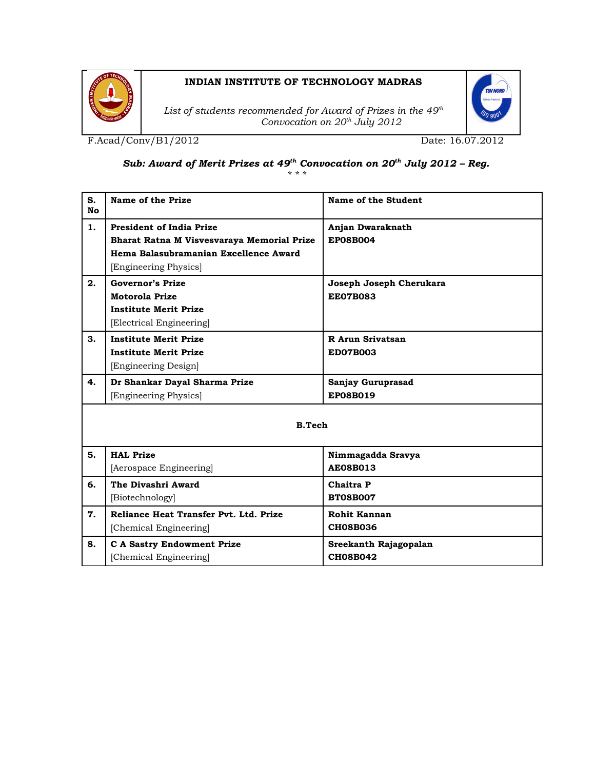**INDIAN INSTITUTE OF TECHNOLOGY MADRAS**

*List of students recommended for Award of Prizes in the 49th Convocation on 20th July 2012*

F.Acad/Conv/B1/2012 | Date: 16.07.2012

### *Sub: Award of Merit Prizes at 49th Convocation on 20th July 2012 – Reg.*

\* \* \*

| S. No | Name of the Prize | Name of the Student |
|---|---|---|
| 1. | **President of India Prize**<br>**Bharat Ratna M Visvesvaraya Memorial Prize**<br>**Hema Balasubramanian Excellence Award**<br>[Engineering Physics] | **Anjan Dwaraknath**<br>**EP08B004** |
| 2. | **Governor's Prize**<br>**Motorola Prize**<br>**Institute Merit Prize**<br>[Electrical Engineering] | **Joseph Joseph Cherukara**<br>**EE07B083** |
| 3. | **Institute Merit Prize**<br>**Institute Merit Prize**<br>[Engineering Design] | **R Arun Srivatsan**<br>**ED07B003** |
| 4. | **Dr Shankar Dayal Sharma Prize**<br>[Engineering Physics] | **Sanjay Guruprasad**<br>**EP08B019** |
| | **B.Tech** | |
| 5. | **HAL Prize**<br>[Aerospace Engineering] | **Nimmagadda Sravya**<br>**AE08B013** |
| 6. | **The Divashri Award**<br>[Biotechnology] | **Chaitra P**<br>**BT08B007** |
| 7. | **Reliance Heat Transfer Pvt. Ltd. Prize**<br>[Chemical Engineering] | **Rohit Kannan**<br>**CH08B036** |
| 8. | **C A Sastry Endowment Prize**<br>[Chemical Engineering] | **Sreekanth Rajagopalan**<br>**CH08B042** |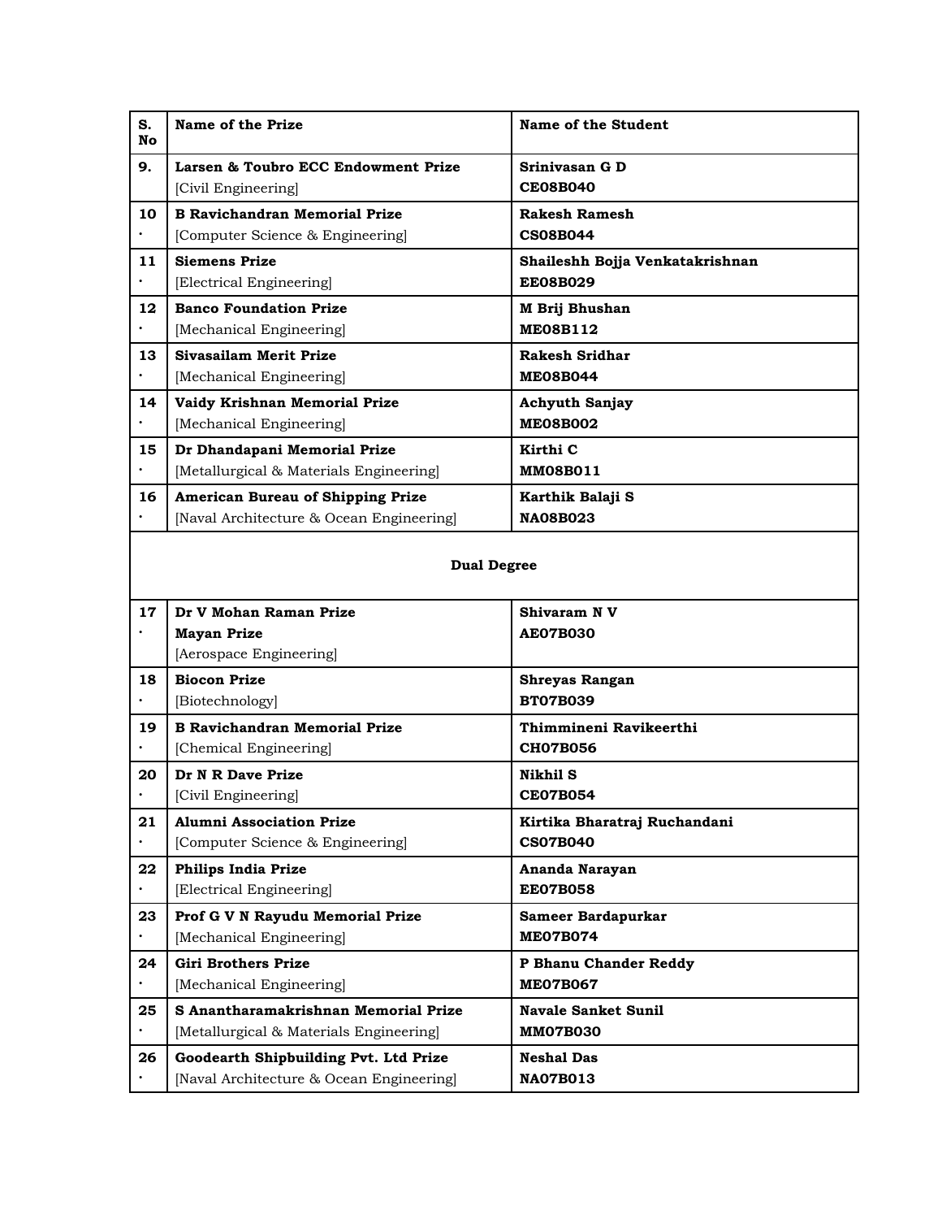| S. No | Name of the Prize | Name of the Student |
|---|---|---|
| 9. | **Larsen & Toubro ECC Endowment Prize** [Civil Engineering] | **Srinivasan G D** **CE08B040** |
| 10. | **B Ravichandran Memorial Prize** [Computer Science & Engineering] | **Rakesh Ramesh** **CS08B044** |
| 11. | **Siemens Prize** [Electrical Engineering] | **Shaileshh Bojja Venkatakrishnan** **EE08B029** |
| 12. | **Banco Foundation Prize** [Mechanical Engineering] | **M Brij Bhushan** **ME08B112** |
| 13. | **Sivasailam Merit Prize** [Mechanical Engineering] | **Rakesh Sridhar** **ME08B044** |
| 14. | **Vaidy Krishnan Memorial Prize** [Mechanical Engineering] | **Achyuth Sanjay** **ME08B002** |
| 15. | **Dr Dhandapani Memorial Prize** [Metallurgical & Materials Engineering] | **Kirthi C** **MM08B011** |
| 16. | **American Bureau of Shipping Prize** [Naval Architecture & Ocean Engineering] | **Karthik Balaji S** **NA08B023** |
| | **Dual Degree** | |
| 17. | **Dr V Mohan Raman Prize** **Mayan Prize** [Aerospace Engineering] | **Shivaram N V** **AE07B030** |
| 18. | **Biocon Prize** [Biotechnology] | **Shreyas Rangan** **BT07B039** |
| 19. | **B Ravichandran Memorial Prize** [Chemical Engineering] | **Thimmineni Ravikeerthi** **CH07B056** |
| 20. | **Dr N R Dave Prize** [Civil Engineering] | **Nikhil S** **CE07B054** |
| 21. | **Alumni Association Prize** [Computer Science & Engineering] | **Kirtika Bharatraj Ruchandani** **CS07B040** |
| 22. | **Philips India Prize** [Electrical Engineering] | **Ananda Narayan** **EE07B058** |
| 23. | **Prof G V N Rayudu Memorial Prize** [Mechanical Engineering] | **Sameer Bardapurkar** **ME07B074** |
| 24. | **Giri Brothers Prize** [Mechanical Engineering] | **P Bhanu Chander Reddy** **ME07B067** |
| 25. | **S Anantharamakrishnan Memorial Prize** [Metallurgical & Materials Engineering] | **Navale Sanket Sunil** **MM07B030** |
| 26. | **Goodearth Shipbuilding Pvt. Ltd Prize** [Naval Architecture & Ocean Engineering] | **Neshal Das** **NA07B013** |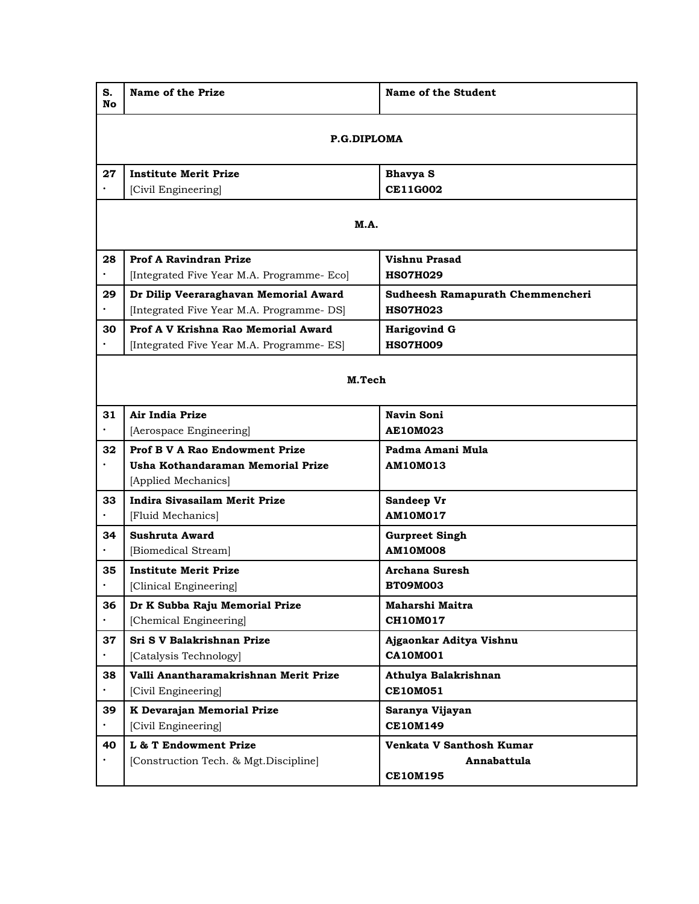| S. No | Name of the Prize | Name of the Student |
|---|---|---|
| | **P.G.DIPLOMA** | |
| 27. | **Institute Merit Prize**<br>[Civil Engineering] | **Bhavya S**<br>**CE11G002** |
| | **M.A.** | |
| 28. | **Prof A Ravindran Prize**<br>[Integrated Five Year M.A. Programme- Eco] | **Vishnu Prasad**<br>**HS07H029** |
| 29. | **Dr Dilip Veeraraghavan Memorial Award**<br>[Integrated Five Year M.A. Programme- DS] | **Sudheesh Ramapurath Chemmencheri**<br>**HS07H023** |
| 30. | **Prof A V Krishna Rao Memorial Award**<br>[Integrated Five Year M.A. Programme- ES] | **Harigovind G**<br>**HS07H009** |
| | **M.Tech** | |
| 31. | **Air India Prize**<br>[Aerospace Engineering] | **Navin Soni**<br>**AE10M023** |
| 32. | **Prof B V A Rao Endowment Prize**<br>**Usha Kothandaraman Memorial Prize**<br>[Applied Mechanics] | **Padma Amani Mula**<br>**AM10M013** |
| 33. | **Indira Sivasailam Merit Prize**<br>[Fluid Mechanics] | **Sandeep Vr**<br>**AM10M017** |
| 34. | **Sushruta Award**<br>[Biomedical Stream] | **Gurpreet Singh**<br>**AM10M008** |
| 35. | **Institute Merit Prize**<br>[Clinical Engineering] | **Archana Suresh**<br>**BT09M003** |
| 36. | **Dr K Subba Raju Memorial Prize**<br>[Chemical Engineering] | **Maharshi Maitra**<br>**CH10M017** |
| 37. | **Sri S V Balakrishnan Prize**<br>[Catalysis Technology] | **Ajgaonkar Aditya Vishnu**<br>**CA10M001** |
| 38. | **Valli Anantharamakrishnan Merit Prize**<br>[Civil Engineering] | **Athulya Balakrishnan**<br>**CE10M051** |
| 39. | **K Devarajan Memorial Prize**<br>[Civil Engineering] | **Saranya Vijayan**<br>**CE10M149** |
| 40. | **L & T Endowment Prize**<br>[Construction Tech. & Mgt.Discipline] | **Venkata V Santhosh Kumar Annabattula**<br>**CE10M195** |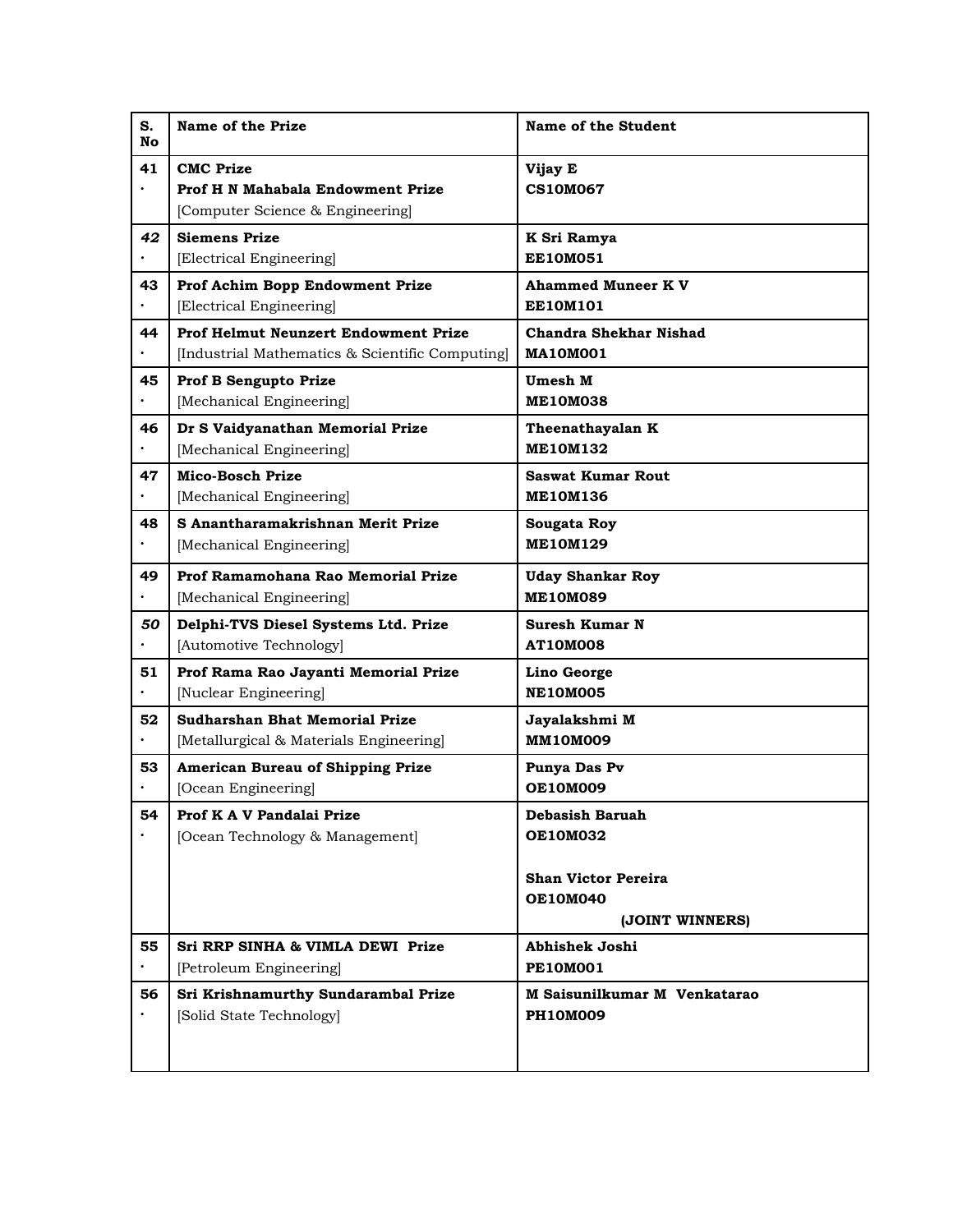| S. No | Name of the Prize | Name of the Student |
|---|---|---|
| 41. | **CMC Prize**<br>**Prof H N Mahabala Endowment Prize**<br>[Computer Science & Engineering] | **Vijay E**<br>**CS10M067** |
| *42*. | **Siemens Prize**<br>[Electrical Engineering] | **K Sri Ramya**<br>**EE10M051** |
| 43. | **Prof Achim Bopp Endowment Prize**<br>[Electrical Engineering] | **Ahammed Muneer K V**<br>**EE10M101** |
| 44. | **Prof Helmut Neunzert Endowment Prize**<br>[Industrial Mathematics & Scientific Computing] | **Chandra Shekhar Nishad**<br>**MA10M001** |
| 45. | **Prof B Sengupto Prize**<br>[Mechanical Engineering] | **Umesh M**<br>**ME10M038** |
| 46. | **Dr S Vaidyanathan Memorial Prize**<br>[Mechanical Engineering] | **Theenathayalan K**<br>**ME10M132** |
| 47. | **Mico-Bosch Prize**<br>[Mechanical Engineering] | **Saswat Kumar Rout**<br>**ME10M136** |
| 48. | **S Anantharamakrishnan Merit Prize**<br>[Mechanical Engineering] | **Sougata Roy**<br>**ME10M129** |
| 49. | **Prof Ramamohana Rao Memorial Prize**<br>[Mechanical Engineering] | **Uday Shankar Roy**<br>**ME10M089** |
| *50*. | **Delphi-TVS Diesel Systems Ltd. Prize**<br>[Automotive Technology] | **Suresh Kumar N**<br>**AT10M008** |
| 51. | **Prof Rama Rao Jayanti Memorial Prize**<br>[Nuclear Engineering] | **Lino George**<br>**NE10M005** |
| 52. | **Sudharshan Bhat Memorial Prize**<br>[Metallurgical & Materials Engineering] | **Jayalakshmi M**<br>**MM10M009** |
| 53. | **American Bureau of Shipping Prize**<br>[Ocean Engineering] | **Punya Das Pv**<br>**OE10M009** |
| 54. | **Prof K A V Pandalai Prize**<br>[Ocean Technology & Management] | **Debasish Baruah**<br>**OE10M032**<br><br>**Shan Victor Pereira**<br>**OE10M040**<br>**(JOINT WINNERS)** |
| 55. | **Sri RRP SINHA & VIMLA DEWI Prize**<br>[Petroleum Engineering] | **Abhishek Joshi**<br>**PE10M001** |
| 56. | **Sri Krishnamurthy Sundarambal Prize**<br>[Solid State Technology] | **M Saisunilkumar M Venkatarao**<br>**PH10M009** |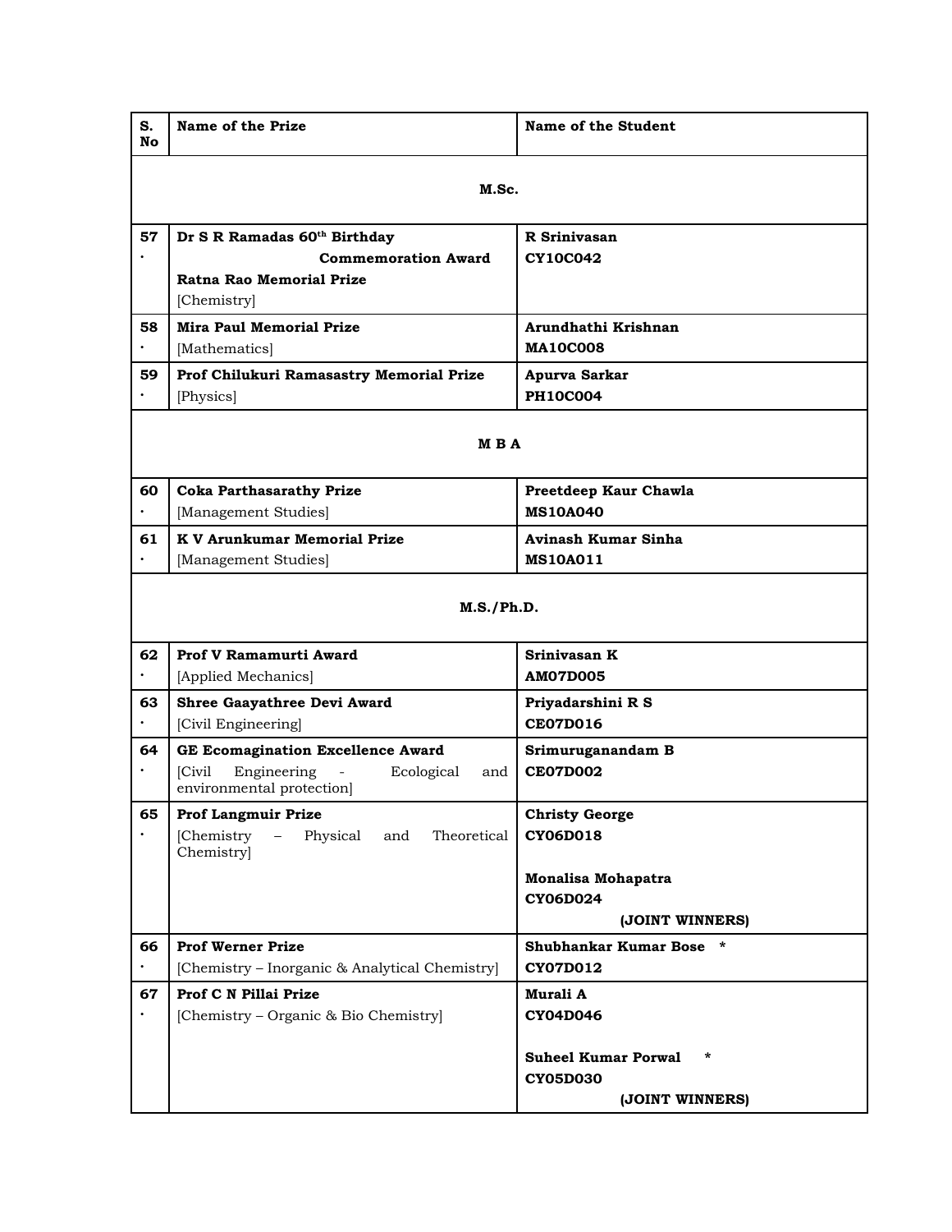| S. No | Name of the Prize | Name of the Student |
|---|---|---|
| | **M.Sc.** | |
| 57. | **Dr S R Ramadas 60th Birthday Commemoration Award**<br>**Ratna Rao Memorial Prize**<br>[Chemistry] | **R Srinivasan**<br>**CY10C042** |
| 58. | **Mira Paul Memorial Prize**<br>[Mathematics] | **Arundhathi Krishnan**<br>**MA10C008** |
| 59. | **Prof Chilukuri Ramasastry Memorial Prize**<br>[Physics] | **Apurva Sarkar**<br>**PH10C004** |
| | **M B A** | |
| 60. | **Coka Parthasarathy Prize**<br>[Management Studies] | **Preetdeep Kaur Chawla**<br>**MS10A040** |
| 61. | **K V Arunkumar Memorial Prize**<br>[Management Studies] | **Avinash Kumar Sinha**<br>**MS10A011** |
| | **M.S./Ph.D.** | |
| 62. | **Prof V Ramamurti Award**<br>[Applied Mechanics] | **Srinivasan K**<br>**AM07D005** |
| 63. | **Shree Gaayathree Devi Award**<br>[Civil Engineering] | **Priyadarshini R S**<br>**CE07D016** |
| 64. | **GE Ecomagination Excellence Award**<br>[Civil Engineering - Ecological and environmental protection] | **Srimuruganandam B**<br>**CE07D002** |
| 65. | **Prof Langmuir Prize**<br>[Chemistry – Physical and Theoretical Chemistry] | **Christy George**<br>**CY06D018**<br><br>**Monalisa Mohapatra**<br>**CY06D024**<br>**(JOINT WINNERS)** |
| 66. | **Prof Werner Prize**<br>[Chemistry – Inorganic & Analytical Chemistry] | **Shubhankar Kumar Bose** *<br>**CY07D012** |
| 67. | **Prof C N Pillai Prize**<br>[Chemistry – Organic & Bio Chemistry] | **Murali A**<br>**CY04D046**<br><br>**Suheel Kumar Porwal** *<br>**CY05D030**<br>**(JOINT WINNERS)** |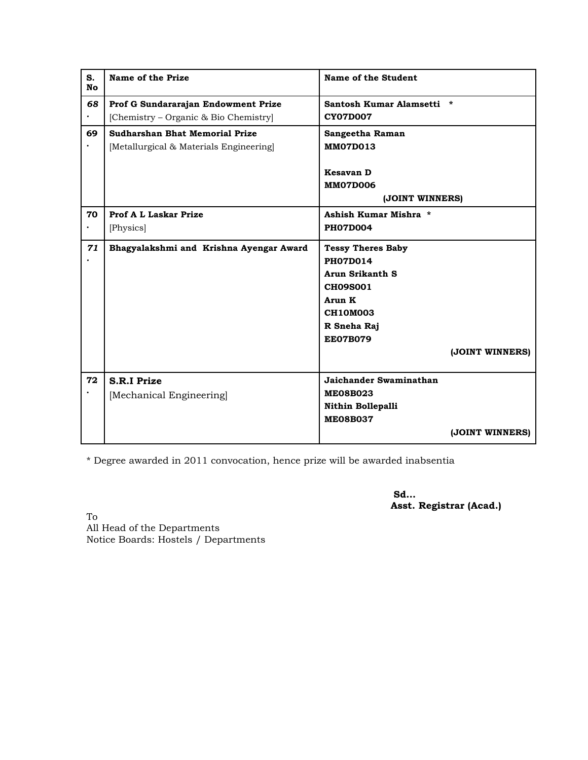| S. No | Name of the Prize | Name of the Student |
| --- | --- | --- |
| *68.* | **Prof G Sundararajan Endowment Prize**<br>[Chemistry – Organic & Bio Chemistry] | **Santosh Kumar Alamsetti \***<br>**CY07D007** |
| 69. | **Sudharshan Bhat Memorial Prize**<br>[Metallurgical & Materials Engineering] | **Sangeetha Raman**<br>**MM07D013**<br><br>**Kesavan D**<br>**MM07D006**<br>**(JOINT WINNERS)** |
| 70. | **Prof A L Laskar Prize**<br>[Physics] | **Ashish Kumar Mishra \***<br>**PH07D004** |
| *71.* | **Bhagyalakshmi and Krishna Ayengar Award** | **Tessy Theres Baby**<br>**PH07D014**<br>**Arun Srikanth S**<br>**CH09S001**<br>**Arun K**<br>**CH10M003**<br>**R Sneha Raj**<br>**EE07B079**<br>**(JOINT WINNERS)** |
| 72. | **S.R.I Prize**<br>[Mechanical Engineering] | **Jaichander Swaminathan**<br>**ME08B023**<br>**Nithin Bollepalli**<br>**ME08B037**<br>**(JOINT WINNERS)** |

\* Degree awarded in 2011 convocation, hence prize will be awarded inabsentia

**Sd...**
**Asst. Registrar (Acad.)**

To
All Head of the Departments
Notice Boards: Hostels / Departments